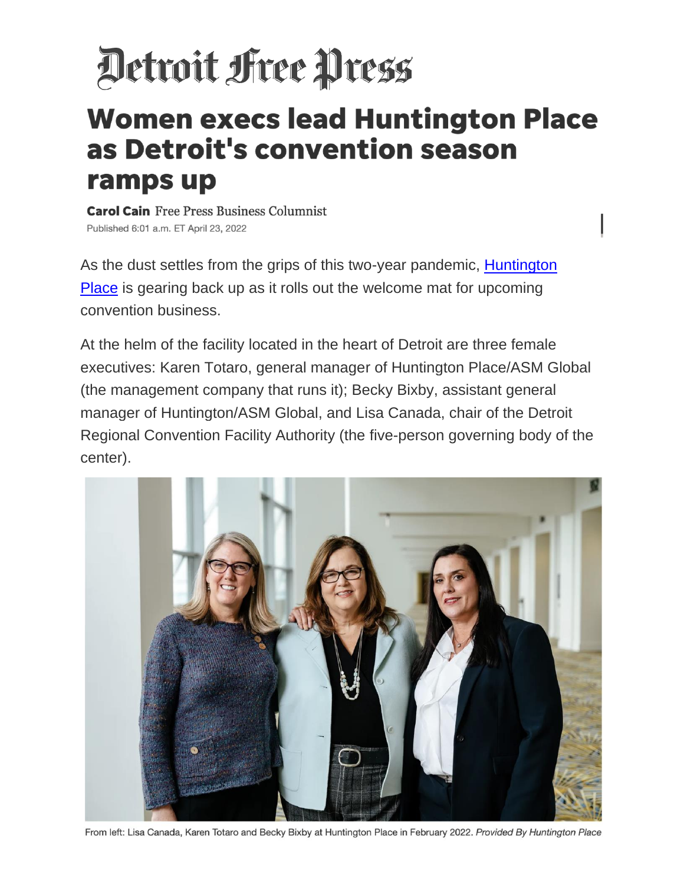# Detroit Free Press

## Women execs lead Huntington Place as Detroit's convention season ramps up

**Carol Cain** Free Press Business Columnist

Published 6:01 a.m. ET April 23, 2022

As the dust settles from the grips of this two-year pandemic, [Huntington Place] is gearing back up as it rolls out the welcome mat for upcoming convention business.

At the helm of the facility located in the heart of Detroit are three female executives: Karen Totaro, general manager of Huntington Place/ASM Global (the management company that runs it); Becky Bixby, assistant general manager of Huntington/ASM Global, and Lisa Canada, chair of the Detroit Regional Convention Facility Authority (the five-person governing body of the center).

From left: Lisa Canada, Karen Totaro and Becky Bixby at Huntington Place in February 2022. *Provided By Huntington Place*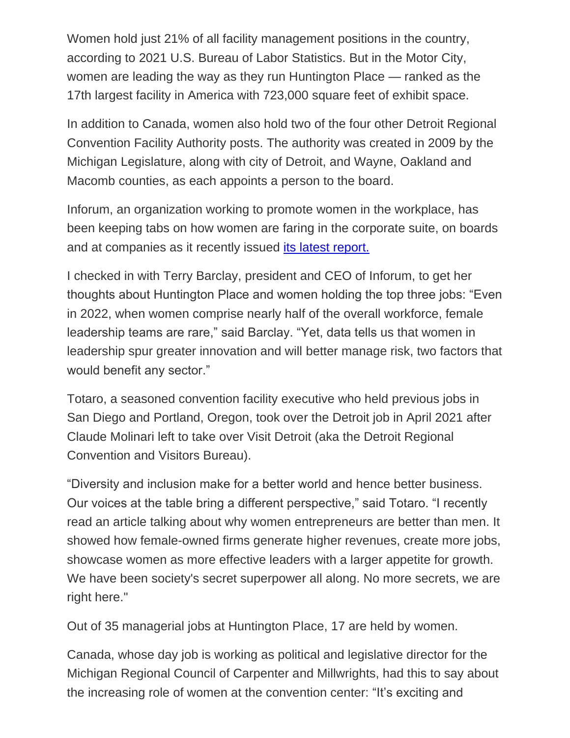Women hold just 21% of all facility management positions in the country, according to 2021 U.S. Bureau of Labor Statistics. But in the Motor City, women are leading the way as they run Huntington Place — ranked as the 17th largest facility in America with 723,000 square feet of exhibit space.

In addition to Canada, women also hold two of the four other Detroit Regional Convention Facility Authority posts. The authority was created in 2009 by the Michigan Legislature, along with city of Detroit, and Wayne, Oakland and Macomb counties, as each appoints a person to the board.

Inforum, an organization working to promote women in the workplace, has been keeping tabs on how women are faring in the corporate suite, on boards and at companies as it recently issued [its latest report.]

I checked in with Terry Barclay, president and CEO of Inforum, to get her thoughts about Huntington Place and women holding the top three jobs: "Even in 2022, when women comprise nearly half of the overall workforce, female leadership teams are rare," said Barclay. "Yet, data tells us that women in leadership spur greater innovation and will better manage risk, two factors that would benefit any sector."

Totaro, a seasoned convention facility executive who held previous jobs in San Diego and Portland, Oregon, took over the Detroit job in April 2021 after Claude Molinari left to take over Visit Detroit (aka the Detroit Regional Convention and Visitors Bureau).

"Diversity and inclusion make for a better world and hence better business. Our voices at the table bring a different perspective," said Totaro. "I recently read an article talking about why women entrepreneurs are better than men. It showed how female-owned firms generate higher revenues, create more jobs, showcase women as more effective leaders with a larger appetite for growth. We have been society's secret superpower all along. No more secrets, we are right here."

Out of 35 managerial jobs at Huntington Place, 17 are held by women.

Canada, whose day job is working as political and legislative director for the Michigan Regional Council of Carpenter and Millwrights, had this to say about the increasing role of women at the convention center: "It's exciting and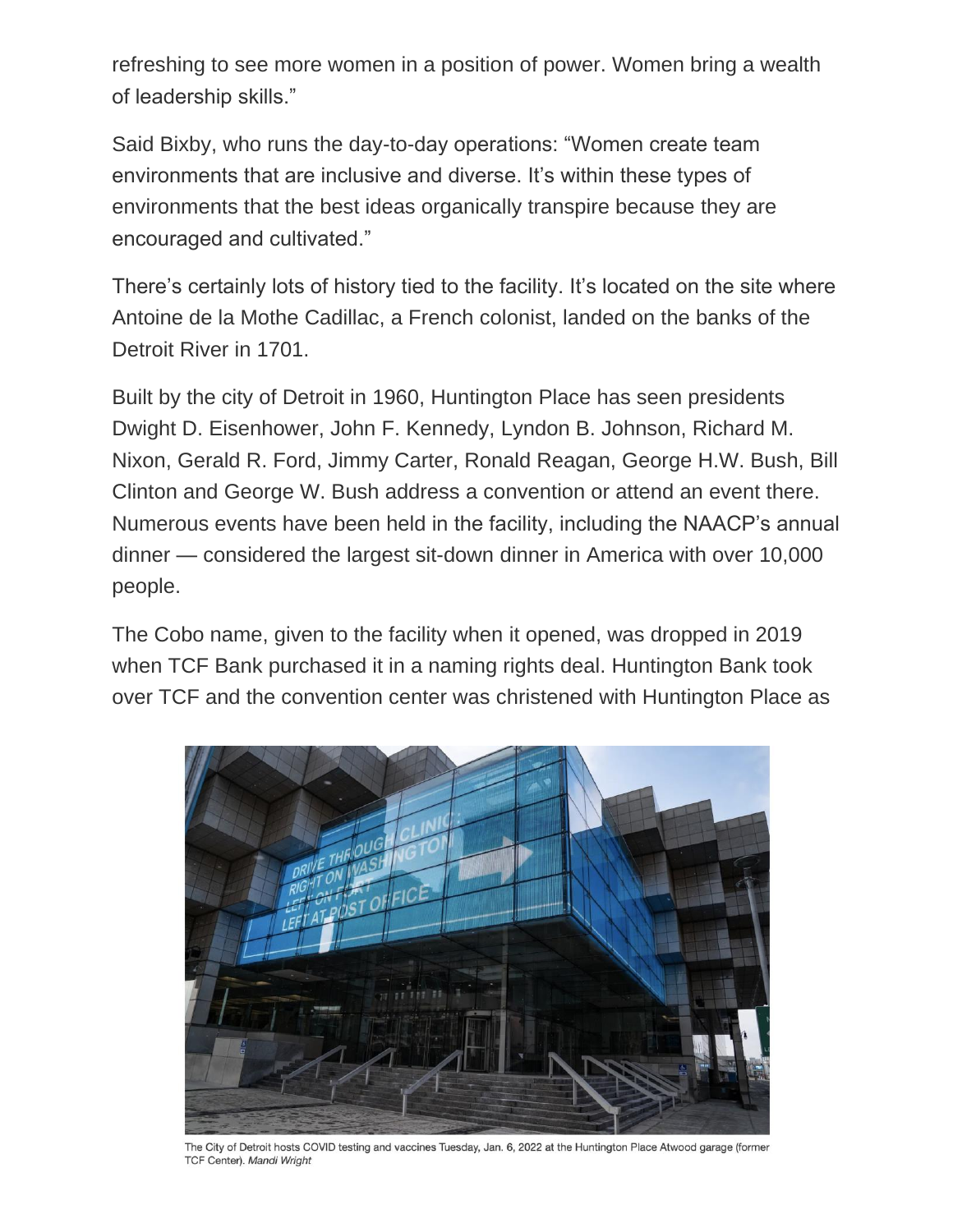refreshing to see more women in a position of power. Women bring a wealth of leadership skills."

Said Bixby, who runs the day-to-day operations: "Women create team environments that are inclusive and diverse. It's within these types of environments that the best ideas organically transpire because they are encouraged and cultivated."

There's certainly lots of history tied to the facility. It's located on the site where Antoine de la Mothe Cadillac, a French colonist, landed on the banks of the Detroit River in 1701.

Built by the city of Detroit in 1960, Huntington Place has seen presidents Dwight D. Eisenhower, John F. Kennedy, Lyndon B. Johnson, Richard M. Nixon, Gerald R. Ford, Jimmy Carter, Ronald Reagan, George H.W. Bush, Bill Clinton and George W. Bush address a convention or attend an event there. Numerous events have been held in the facility, including the NAACP's annual dinner — considered the largest sit-down dinner in America with over 10,000 people.

The Cobo name, given to the facility when it opened, was dropped in 2019 when TCF Bank purchased it in a naming rights deal. Huntington Bank took over TCF and the convention center was christened with Huntington Place as

The City of Detroit hosts COVID testing and vaccines Tuesday, Jan. 6, 2022 at the Huntington Place Atwood garage (former TCF Center). *Mandi Wright*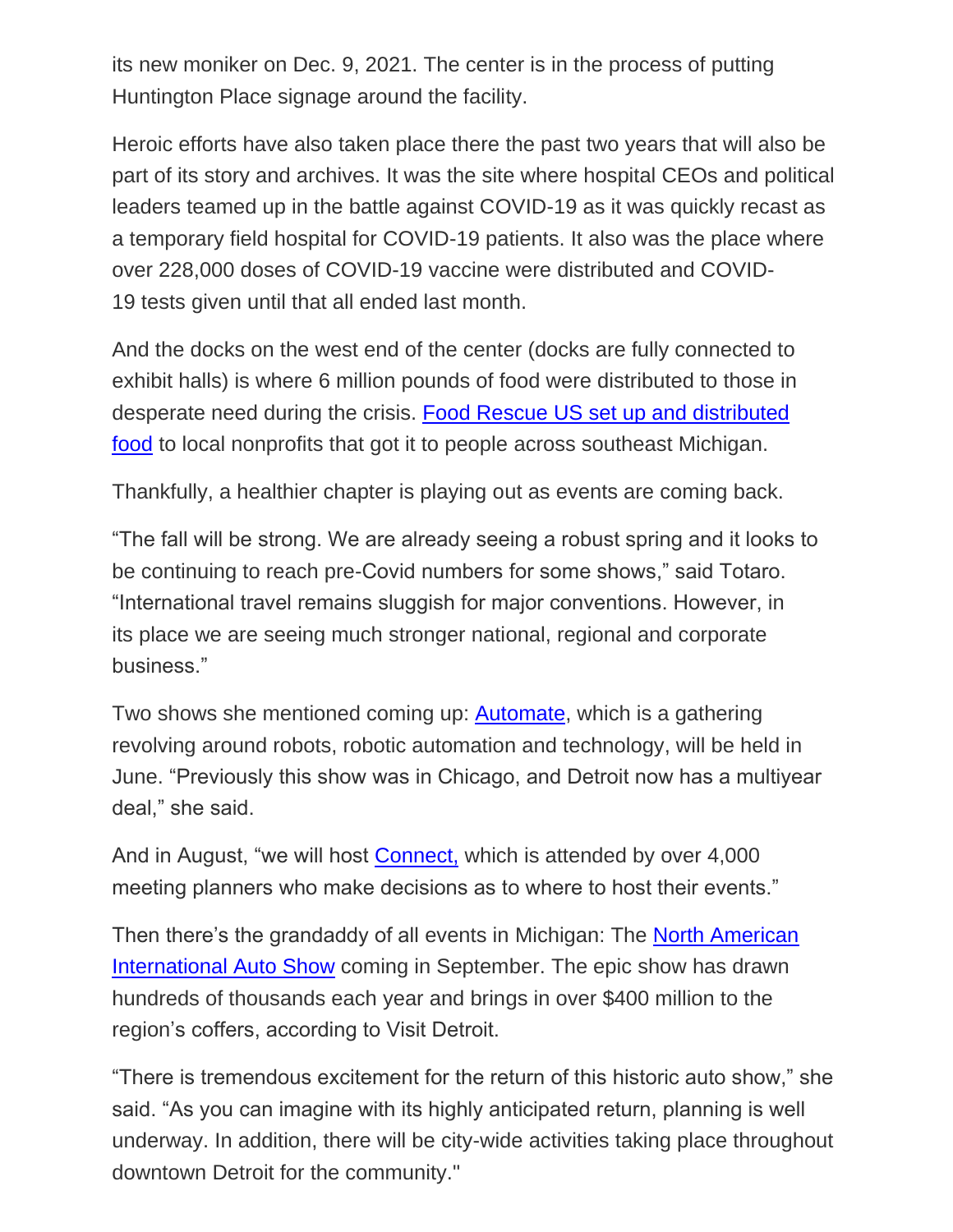its new moniker on Dec. 9, 2021. The center is in the process of putting Huntington Place signage around the facility.

Heroic efforts have also taken place there the past two years that will also be part of its story and archives. It was the site where hospital CEOs and political leaders teamed up in the battle against COVID-19 as it was quickly recast as a temporary field hospital for COVID-19 patients. It also was the place where over 228,000 doses of COVID-19 vaccine were distributed and COVID-19 tests given until that all ended last month.

And the docks on the west end of the center (docks are fully connected to exhibit halls) is where 6 million pounds of food were distributed to those in desperate need during the crisis. Food Rescue US set up and distributed food to local nonprofits that got it to people across southeast Michigan.

Thankfully, a healthier chapter is playing out as events are coming back.

"The fall will be strong. We are already seeing a robust spring and it looks to be continuing to reach pre-Covid numbers for some shows," said Totaro. "International travel remains sluggish for major conventions. However, in its place we are seeing much stronger national, regional and corporate business."

Two shows she mentioned coming up: Automate, which is a gathering revolving around robots, robotic automation and technology, will be held in June. "Previously this show was in Chicago, and Detroit now has a multiyear deal," she said.

And in August, "we will host Connect, which is attended by over 4,000 meeting planners who make decisions as to where to host their events."

Then there's the grandaddy of all events in Michigan: The North American International Auto Show coming in September. The epic show has drawn hundreds of thousands each year and brings in over $400 million to the region's coffers, according to Visit Detroit.

"There is tremendous excitement for the return of this historic auto show," she said. "As you can imagine with its highly anticipated return, planning is well underway. In addition, there will be city-wide activities taking place throughout downtown Detroit for the community."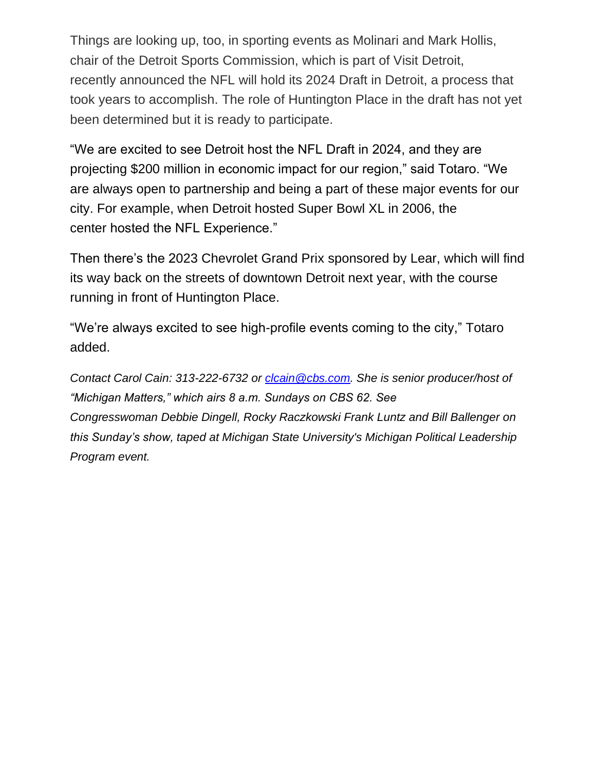Things are looking up, too, in sporting events as Molinari and Mark Hollis, chair of the Detroit Sports Commission, which is part of Visit Detroit, recently announced the NFL will hold its 2024 Draft in Detroit, a process that took years to accomplish. The role of Huntington Place in the draft has not yet been determined but it is ready to participate.

“We are excited to see Detroit host the NFL Draft in 2024, and they are projecting $200 million in economic impact for our region,” said Totaro. “We are always open to partnership and being a part of these major events for our city. For example, when Detroit hosted Super Bowl XL in 2006, the center hosted the NFL Experience.”

Then there’s the 2023 Chevrolet Grand Prix sponsored by Lear, which will find its way back on the streets of downtown Detroit next year, with the course running in front of Huntington Place.

“We’re always excited to see high-profile events coming to the city,” Totaro added.

*Contact Carol Cain: 313-222-6732 or [clcain@cbs.com](mailto:clcain@cbs.com). She is senior producer/host of “Michigan Matters,” which airs 8 a.m. Sundays on CBS 62. See Congresswoman Debbie Dingell, Rocky Raczkowski Frank Luntz and Bill Ballenger on this Sunday’s show, taped at Michigan State University's Michigan Political Leadership Program event.*